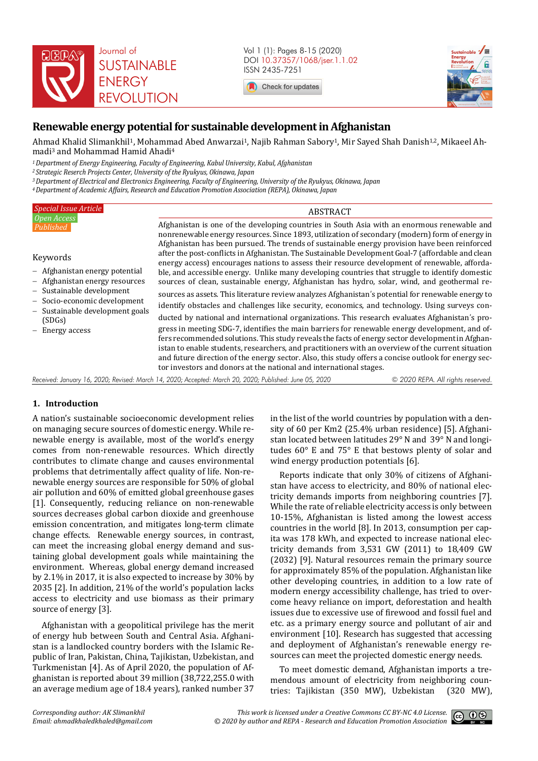# Renewable energy potential for sustainable development in Afghanistan

Ahmad Khalid Slimankhil[1], Mohammad Abed Anwarzai[1], Najib Rahman Sabory[1], Mir Sayed Shah Danish[1,2], Mikaeel Ahmadi[3] and Mohammad Hamid Ahadi[4]

*[1] Department of Energy Engineering, Faculty of Engineering, Kabul University, Kabul, Afghanistan*
*[2] Strategic Research Projects Center, University of the Ryukyus, Okinawa, Japan*
*[3] Department of Electrical and Electronics Engineering, Faculty of Engineering, University of the Ryukyus, Okinawa, Japan*
*[4] Department of Academic Affairs, Research and Education Promotion Association (REPA), Okinawa, Japan*

*Special Issue Article*
*Open Access*
*Published*

Keywords

- Afghanistan energy potential
- Afghanistan energy resources
- Sustainable development
- Socio-economic development
- Sustainable development goals (SDGs)
- Energy access

## ABSTRACT

Afghanistan is one of the developing countries in South Asia with an enormous renewable and nonrenewable energy resources. Since 1893, utilization of secondary (modern) form of energy in Afghanistan has been pursued. The trends of sustainable energy provision have been reinforced after the post-conflicts in Afghanistan. The Sustainable Development Goal-7 (affordable and clean energy access) encourages nations to assess their resource development of renewable, affordable, and accessible energy. Unlike many developing countries that struggle to identify domestic sources of clean, sustainable energy, Afghanistan has hydro, solar, wind, and geothermal resources as assets. This literature review analyzes Afghanistan's potential for renewable energy to identify obstacles and challenges like security, economics, and technology. Using surveys conducted by national and international organizations. This research evaluates Afghanistan's progress in meeting SDG-7, identifies the main barriers for renewable energy development, and offers recommended solutions. This study reveals the facts of energy sector development in Afghanistan to enable students, researchers, and practitioners with an overview of the current situation and future direction of the energy sector. Also, this study offers a concise outlook for energy sector investors and donors at the national and international stages.

*Received: January 16, 2020; Revised: March 14, 2020; Accepted: March 20, 2020; Published: June 05, 2020* © 2020 REPA. All rights reserved.

## 1. Introduction

A nation's sustainable socioeconomic development relies on managing secure sources of domestic energy. While renewable energy is available, most of the world's energy comes from non-renewable resources. Which directly contributes to climate change and causes environmental problems that detrimentally affect quality of life. Non-renewable energy sources are responsible for 50% of global air pollution and 60% of emitted global greenhouse gases [1]. Consequently, reducing reliance on non-renewable sources decreases global carbon dioxide and greenhouse emission concentration, and mitigates long-term climate change effects. Renewable energy sources, in contrast, can meet the increasing global energy demand and sustaining global development goals while maintaining the environment. Whereas, global energy demand increased by 2.1% in 2017, it is also expected to increase by 30% by 2035 [2]. In addition, 21% of the world's population lacks access to electricity and use biomass as their primary source of energy [3].

Afghanistan with a geopolitical privilege has the merit of energy hub between South and Central Asia. Afghanistan is a landlocked country borders with the Islamic Republic of Iran, Pakistan, China, Tajikistan, Uzbekistan, and Turkmenistan [4]. As of April 2020, the population of Afghanistan is reported about 39 million (38,722,255.0 with an average medium age of 18.4 years), ranked number 37 in the list of the world countries by population with a density of 60 per Km2 (25.4% urban residence) [5]. Afghanistan located between latitudes 29° N and 39° N and longitudes 60° E and 75° E that bestows plenty of solar and wind energy production potentials [6].

Reports indicate that only 30% of citizens of Afghanistan have access to electricity, and 80% of national electricity demands imports from neighboring countries [7]. While the rate of reliable electricity access is only between 10-15%, Afghanistan is listed among the lowest access countries in the world [8]. In 2013, consumption per capita was 178 kWh, and expected to increase national electricity demands from 3,531 GW (2011) to 18,409 GW (2032) [9]. Natural resources remain the primary source for approximately 85% of the population. Afghanistan like other developing countries, in addition to a low rate of modern energy accessibility challenge, has tried to overcome heavy reliance on import, deforestation and health issues due to excessive use of firewood and fossil fuel and etc. as a primary energy source and pollutant of air and environment [10]. Research has suggested that accessing and deployment of Afghanistan's renewable energy resources can meet the projected domestic energy needs.

To meet domestic demand, Afghanistan imports a tremendous amount of electricity from neighboring countries: Tajikistan (350 MW), Uzbekistan (320 MW),

Corresponding author: AK Slimankhil
Email: ahmadkhaledkhaled@gmail.com

This work is licensed under a Creative Commons CC BY-NC 4.0 License.
© 2020 by author and REPA - Research and Education Promotion Association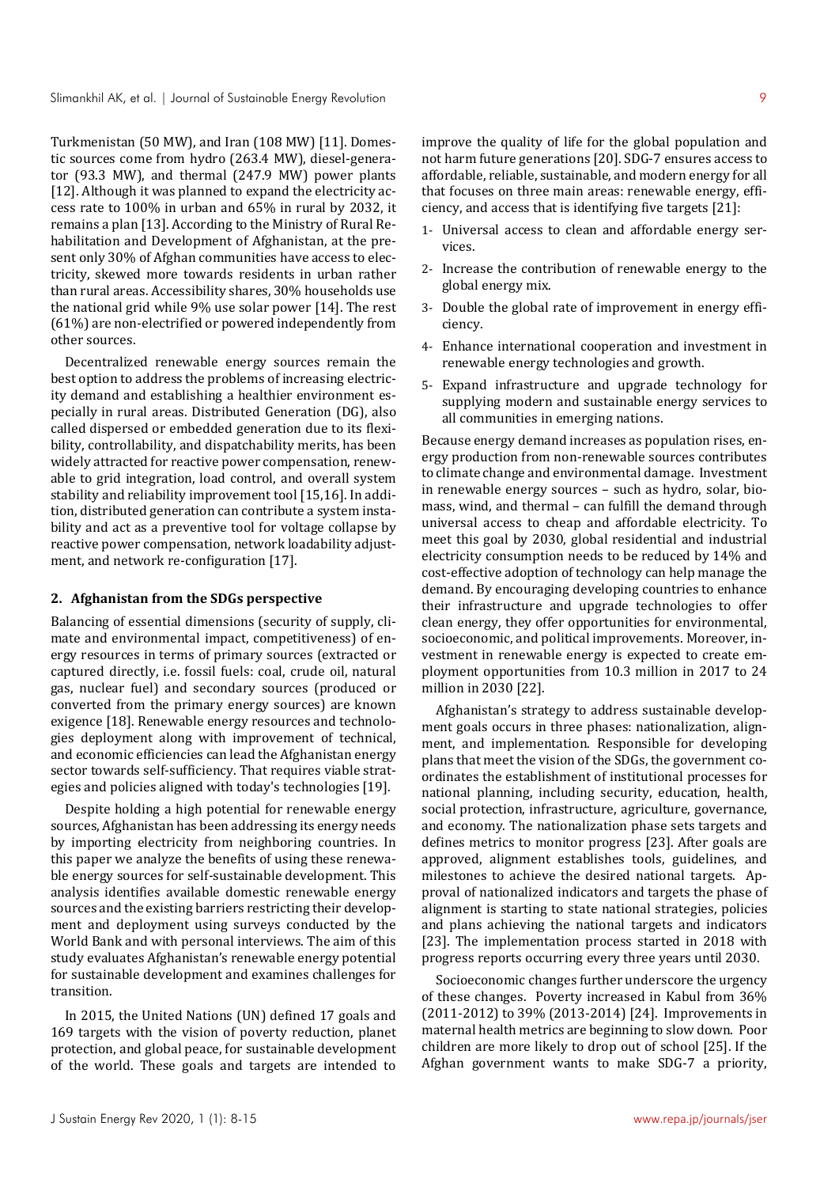Turkmenistan (50 MW), and Iran (108 MW) [11]. Domestic sources come from hydro (263.4 MW), diesel-generator (93.3 MW), and thermal (247.9 MW) power plants [12]. Although it was planned to expand the electricity access rate to 100% in urban and 65% in rural by 2032, it remains a plan [13]. According to the Ministry of Rural Rehabilitation and Development of Afghanistan, at the present only 30% of Afghan communities have access to electricity, skewed more towards residents in urban rather than rural areas. Accessibility shares, 30% households use the national grid while 9% use solar power [14]. The rest (61%) are non-electrified or powered independently from other sources.

Decentralized renewable energy sources remain the best option to address the problems of increasing electricity demand and establishing a healthier environment especially in rural areas. Distributed Generation (DG), also called dispersed or embedded generation due to its flexibility, controllability, and dispatchability merits, has been widely attracted for reactive power compensation, renewable to grid integration, load control, and overall system stability and reliability improvement tool [15,16]. In addition, distributed generation can contribute a system instability and act as a preventive tool for voltage collapse by reactive power compensation, network loadability adjustment, and network re-configuration [17].

## 2. Afghanistan from the SDGs perspective

Balancing of essential dimensions (security of supply, climate and environmental impact, competitiveness) of energy resources in terms of primary sources (extracted or captured directly, i.e. fossil fuels: coal, crude oil, natural gas, nuclear fuel) and secondary sources (produced or converted from the primary energy sources) are known exigence [18]. Renewable energy resources and technologies deployment along with improvement of technical, and economic efficiencies can lead the Afghanistan energy sector towards self-sufficiency. That requires viable strategies and policies aligned with today's technologies [19].

Despite holding a high potential for renewable energy sources, Afghanistan has been addressing its energy needs by importing electricity from neighboring countries. In this paper we analyze the benefits of using these renewable energy sources for self-sustainable development. This analysis identifies available domestic renewable energy sources and the existing barriers restricting their development and deployment using surveys conducted by the World Bank and with personal interviews. The aim of this study evaluates Afghanistan's renewable energy potential for sustainable development and examines challenges for transition.

In 2015, the United Nations (UN) defined 17 goals and 169 targets with the vision of poverty reduction, planet protection, and global peace, for sustainable development of the world. These goals and targets are intended to improve the quality of life for the global population and not harm future generations [20]. SDG-7 ensures access to affordable, reliable, sustainable, and modern energy for all that focuses on three main areas: renewable energy, efficiency, and access that is identifying five targets [21]:

1- Universal access to clean and affordable energy services.

2- Increase the contribution of renewable energy to the global energy mix.

3- Double the global rate of improvement in energy efficiency.

4- Enhance international cooperation and investment in renewable energy technologies and growth.

5- Expand infrastructure and upgrade technology for supplying modern and sustainable energy services to all communities in emerging nations.

Because energy demand increases as population rises, energy production from non-renewable sources contributes to climate change and environmental damage. Investment in renewable energy sources – such as hydro, solar, biomass, wind, and thermal – can fulfill the demand through universal access to cheap and affordable electricity. To meet this goal by 2030, global residential and industrial electricity consumption needs to be reduced by 14% and cost-effective adoption of technology can help manage the demand. By encouraging developing countries to enhance their infrastructure and upgrade technologies to offer clean energy, they offer opportunities for environmental, socioeconomic, and political improvements. Moreover, investment in renewable energy is expected to create employment opportunities from 10.3 million in 2017 to 24 million in 2030 [22].

Afghanistan's strategy to address sustainable development goals occurs in three phases: nationalization, alignment, and implementation. Responsible for developing plans that meet the vision of the SDGs, the government coordinates the establishment of institutional processes for national planning, including security, education, health, social protection, infrastructure, agriculture, governance, and economy. The nationalization phase sets targets and defines metrics to monitor progress [23]. After goals are approved, alignment establishes tools, guidelines, and milestones to achieve the desired national targets. Approval of nationalized indicators and targets the phase of alignment is starting to state national strategies, policies and plans achieving the national targets and indicators [23]. The implementation process started in 2018 with progress reports occurring every three years until 2030.

Socioeconomic changes further underscore the urgency of these changes. Poverty increased in Kabul from 36% (2011-2012) to 39% (2013-2014) [24]. Improvements in maternal health metrics are beginning to slow down. Poor children are more likely to drop out of school [25]. If the Afghan government wants to make SDG-7 a priority,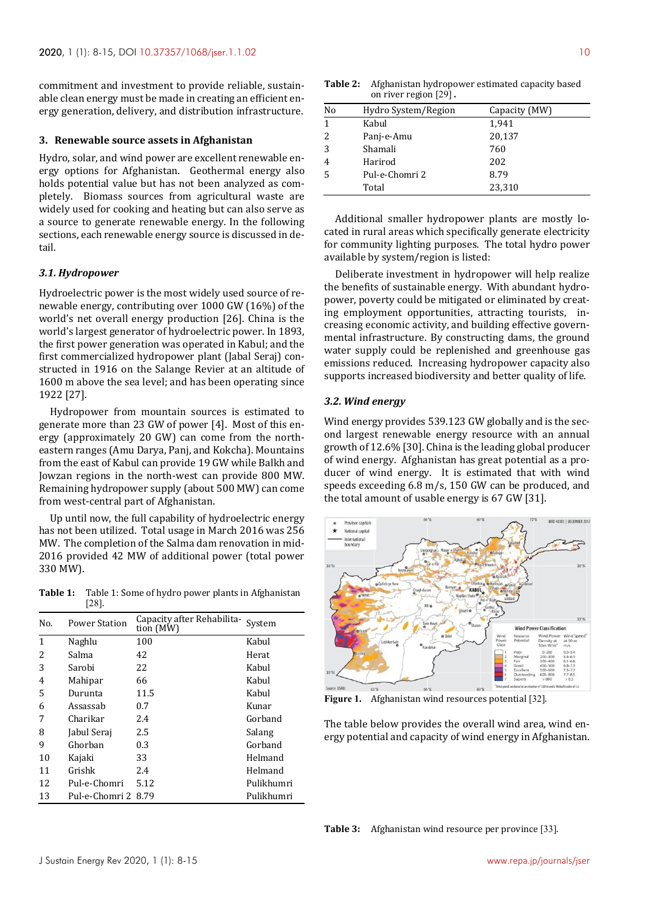commitment and investment to provide reliable, sustainable clean energy must be made in creating an efficient energy generation, delivery, and distribution infrastructure.

## 3. Renewable source assets in Afghanistan

Hydro, solar, and wind power are excellent renewable energy options for Afghanistan. Geothermal energy also holds potential value but has not been analyzed as completely. Biomass sources from agricultural waste are widely used for cooking and heating but can also serve as a source to generate renewable energy. In the following sections, each renewable energy source is discussed in detail.

### *3.1. Hydropower*

Hydroelectric power is the most widely used source of renewable energy, contributing over 1000 GW (16%) of the world's net overall energy production [26]. China is the world's largest generator of hydroelectric power. In 1893, the first power generation was operated in Kabul; and the first commercialized hydropower plant (Jabal Seraj) constructed in 1916 on the Salange Revier at an altitude of 1600 m above the sea level; and has been operating since 1922 [27].

Hydropower from mountain sources is estimated to generate more than 23 GW of power [4]. Most of this energy (approximately 20 GW) can come from the north-eastern ranges (Amu Darya, Panj, and Kokcha). Mountains from the east of Kabul can provide 19 GW while Balkh and Jowzan regions in the north-west can provide 800 MW. Remaining hydropower supply (about 500 MW) can come from west-central part of Afghanistan.

Up until now, the full capability of hydroelectric energy has not been utilized. Total usage in March 2016 was 256 MW. The completion of the Salma dam renovation in mid-2016 provided 42 MW of additional power (total power 330 MW).

**Table 1:** Table 1: Some of hydro power plants in Afghanistan [28].

| No. | Power Station | Capacity after Rehabilitation (MW) | System |
|---|---|---|---|
| 1 | Naghlu | 100 | Kabul |
| 2 | Salma | 42 | Herat |
| 3 | Sarobi | 22 | Kabul |
| 4 | Mahipar | 66 | Kabul |
| 5 | Durunta | 11.5 | Kabul |
| 6 | Assassab | 0.7 | Kunar |
| 7 | Charikar | 2.4 | Gorband |
| 8 | Jabul Seraj | 2.5 | Salang |
| 9 | Ghorban | 0.3 | Gorband |
| 10 | Kajaki | 33 | Helmand |
| 11 | Grishk | 2.4 | Helmand |
| 12 | Pul-e-Chomri | 5.12 | Pulikhumri |
| 13 | Pul-e-Chomri 2 | 8.79 | Pulikhumri |

**Table 2:** Afghanistan hydropower estimated capacity based on river region [29].

| No | Hydro System/Region | Capacity (MW) |
|---|---|---|
| 1 | Kabul | 1,941 |
| 2 | Panj-e-Amu | 20,137 |
| 3 | Shamali | 760 |
| 4 | Harirod | 202 |
| 5 | Pul-e-Chomri 2 | 8.79 |
| | Total | 23,310 |

Additional smaller hydropower plants are mostly located in rural areas which specifically generate electricity for community lighting purposes. The total hydro power available by system/region is listed:

Deliberate investment in hydropower will help realize the benefits of sustainable energy. With abundant hydropower, poverty could be mitigated or eliminated by creating employment opportunities, attracting tourists, increasing economic activity, and building effective governmental infrastructure. By constructing dams, the ground water supply could be replenished and greenhouse gas emissions reduced. Increasing hydropower capacity also supports increased biodiversity and better quality of life.

### *3.2. Wind energy*

Wind energy provides 539.123 GW globally and is the second largest renewable energy resource with an annual growth of 12.6% [30]. China is the leading global producer of wind energy. Afghanistan has great potential as a producer of wind energy. It is estimated that with wind speeds exceeding 6.8 m/s, 150 GW can be produced, and the total amount of usable energy is 67 GW [31].

**Figure 1.** Afghanistan wind resources potential [32].

The table below provides the overall wind area, wind energy potential and capacity of wind energy in Afghanistan.

**Table 3:** Afghanistan wind resource per province [33].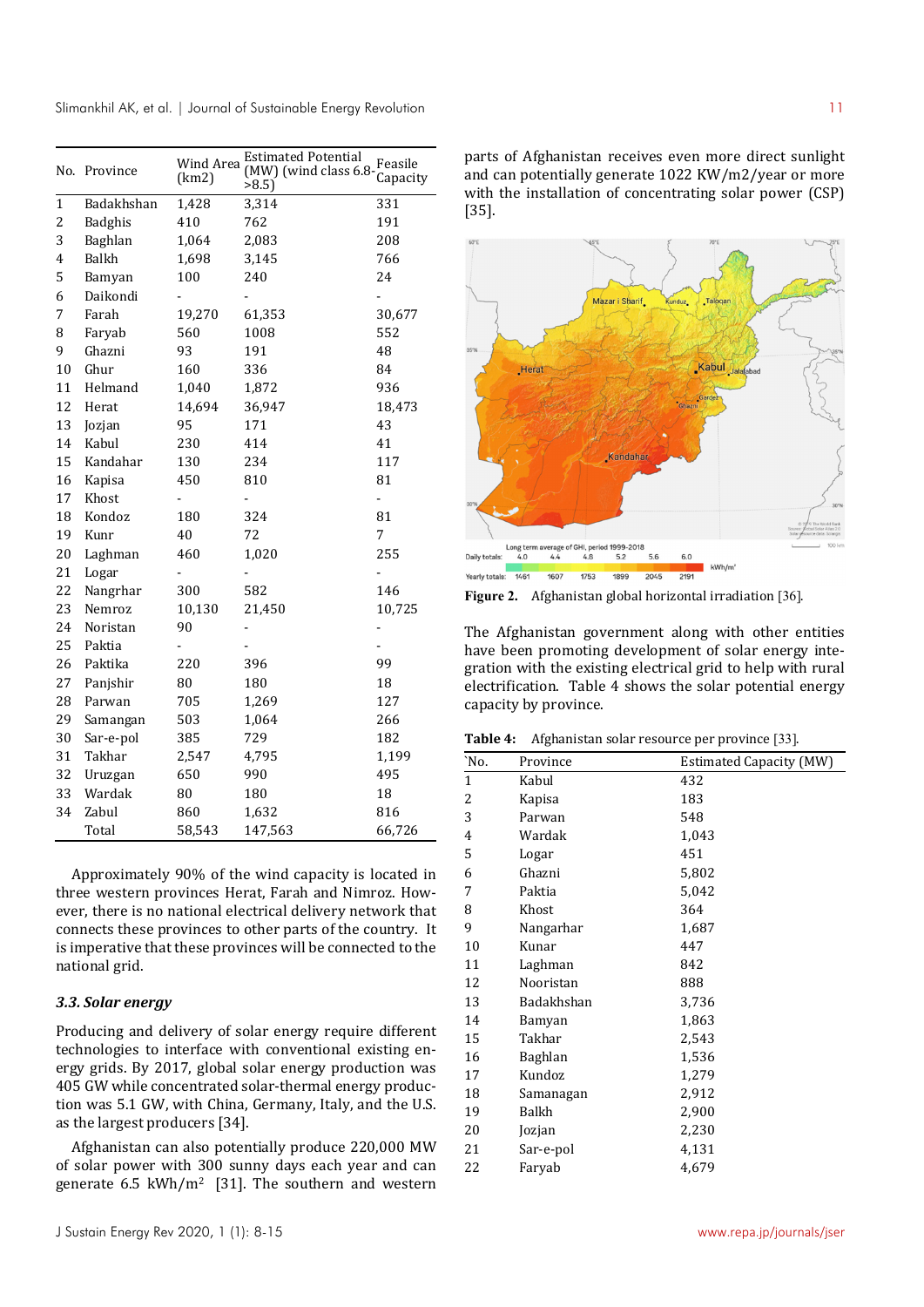| No. | Province | Wind Area (km2) | Estimated Potential (MW) (wind class 6.8->8.5) | Feasile Capacity |
|---|---|---|---|---|
| 1 | Badakhshan | 1,428 | 3,314 | 331 |
| 2 | Badghis | 410 | 762 | 191 |
| 3 | Baghlan | 1,064 | 2,083 | 208 |
| 4 | Balkh | 1,698 | 3,145 | 766 |
| 5 | Bamyan | 100 | 240 | 24 |
| 6 | Daikondi | - | - | - |
| 7 | Farah | 19,270 | 61,353 | 30,677 |
| 8 | Faryab | 560 | 1008 | 552 |
| 9 | Ghazni | 93 | 191 | 48 |
| 10 | Ghur | 160 | 336 | 84 |
| 11 | Helmand | 1,040 | 1,872 | 936 |
| 12 | Herat | 14,694 | 36,947 | 18,473 |
| 13 | Jozjan | 95 | 171 | 43 |
| 14 | Kabul | 230 | 414 | 41 |
| 15 | Kandahar | 130 | 234 | 117 |
| 16 | Kapisa | 450 | 810 | 81 |
| 17 | Khost | - | - | - |
| 18 | Kondoz | 180 | 324 | 81 |
| 19 | Kunr | 40 | 72 | 7 |
| 20 | Laghman | 460 | 1,020 | 255 |
| 21 | Logar | - | - | - |
| 22 | Nangrhar | 300 | 582 | 146 |
| 23 | Nemroz | 10,130 | 21,450 | 10,725 |
| 24 | Noristan | 90 | - | - |
| 25 | Paktia | - | - | - |
| 26 | Paktika | 220 | 396 | 99 |
| 27 | Panjshir | 80 | 180 | 18 |
| 28 | Parwan | 705 | 1,269 | 127 |
| 29 | Samangan | 503 | 1,064 | 266 |
| 30 | Sar-e-pol | 385 | 729 | 182 |
| 31 | Takhar | 2,547 | 4,795 | 1,199 |
| 32 | Uruzgan | 650 | 990 | 495 |
| 33 | Wardak | 80 | 180 | 18 |
| 34 | Zabul | 860 | 1,632 | 816 |
| | Total | 58,543 | 147,563 | 66,726 |

Approximately 90% of the wind capacity is located in three western provinces Herat, Farah and Nimroz. However, there is no national electrical delivery network that connects these provinces to other parts of the country. It is imperative that these provinces will be connected to the national grid.

### 3.3. Solar energy

Producing and delivery of solar energy require different technologies to interface with conventional existing energy grids. By 2017, global solar energy production was 405 GW while concentrated solar-thermal energy production was 5.1 GW, with China, Germany, Italy, and the U.S. as the largest producers [34].

Afghanistan can also potentially produce 220,000 MW of solar power with 300 sunny days each year and can generate 6.5 kWh/m$^2$ [31]. The southern and western parts of Afghanistan receives even more direct sunlight and can potentially generate 1022 KW/m2/year or more with the installation of concentrating solar power (CSP) [35].

**Figure 2.** Afghanistan global horizontal irradiation [36].

The Afghanistan government along with other entities have been promoting development of solar energy integration with the existing electrical grid to help with rural electrification. Table 4 shows the solar potential energy capacity by province.

**Table 4:** Afghanistan solar resource per province [33].

| `No. | Province | Estimated Capacity (MW) |
|---|---|---|
| 1 | Kabul | 432 |
| 2 | Kapisa | 183 |
| 3 | Parwan | 548 |
| 4 | Wardak | 1,043 |
| 5 | Logar | 451 |
| 6 | Ghazni | 5,802 |
| 7 | Paktia | 5,042 |
| 8 | Khost | 364 |
| 9 | Nangarhar | 1,687 |
| 10 | Kunar | 447 |
| 11 | Laghman | 842 |
| 12 | Nooristan | 888 |
| 13 | Badakhshan | 3,736 |
| 14 | Bamyan | 1,863 |
| 15 | Takhar | 2,543 |
| 16 | Baghlan | 1,536 |
| 17 | Kundoz | 1,279 |
| 18 | Samanagan | 2,912 |
| 19 | Balkh | 2,900 |
| 20 | Jozjan | 2,230 |
| 21 | Sar-e-pol | 4,131 |
| 22 | Faryab | 4,679 |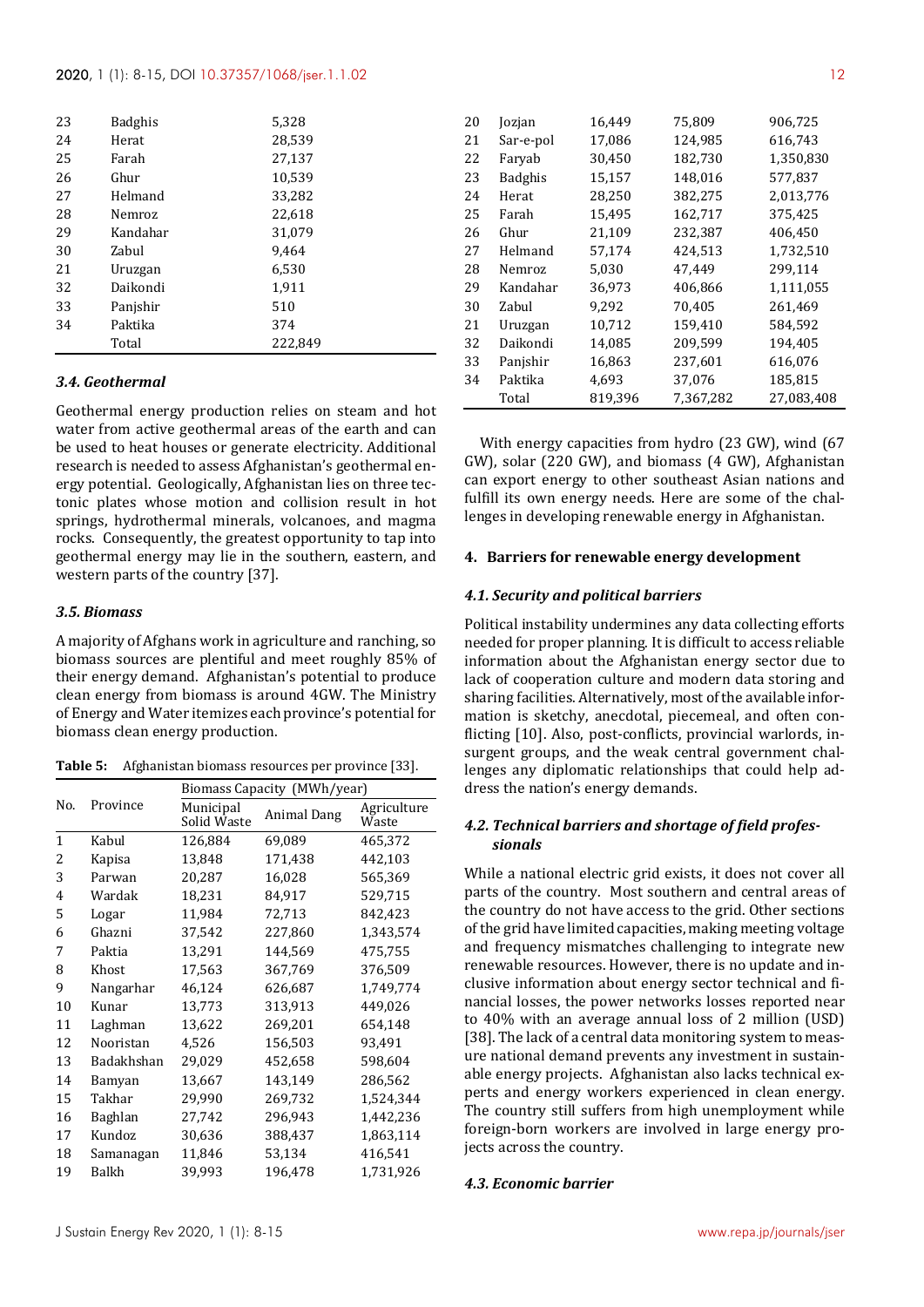| | | |
|---|---|---|
| 23 | Badghis | 5,328 |
| 24 | Herat | 28,539 |
| 25 | Farah | 27,137 |
| 26 | Ghur | 10,539 |
| 27 | Helmand | 33,282 |
| 28 | Nemroz | 22,618 |
| 29 | Kandahar | 31,079 |
| 30 | Zabul | 9,464 |
| 21 | Uruzgan | 6,530 |
| 32 | Daikondi | 1,911 |
| 33 | Panjshir | 510 |
| 34 | Paktika | 374 |
| | Total | 222,849 |

### 3.4. Geothermal

Geothermal energy production relies on steam and hot water from active geothermal areas of the earth and can be used to heat houses or generate electricity. Additional research is needed to assess Afghanistan's geothermal energy potential. Geologically, Afghanistan lies on three tectonic plates whose motion and collision result in hot springs, hydrothermal minerals, volcanoes, and magma rocks. Consequently, the greatest opportunity to tap into geothermal energy may lie in the southern, eastern, and western parts of the country [37].

### 3.5. Biomass

A majority of Afghans work in agriculture and ranching, so biomass sources are plentiful and meet roughly 85% of their energy demand. Afghanistan's potential to produce clean energy from biomass is around 4GW. The Ministry of Energy and Water itemizes each province's potential for biomass clean energy production.

**Table 5:** Afghanistan biomass resources per province [33].

| No. | Province | Biomass Capacity (MWh/year) | | |
|---|---|---|---|---|
| | | Municipal Solid Waste | Animal Dang | Agriculture Waste |
| 1 | Kabul | 126,884 | 69,089 | 465,372 |
| 2 | Kapisa | 13,848 | 171,438 | 442,103 |
| 3 | Parwan | 20,287 | 16,028 | 565,369 |
| 4 | Wardak | 18,231 | 84,917 | 529,715 |
| 5 | Logar | 11,984 | 72,713 | 842,423 |
| 6 | Ghazni | 37,542 | 227,860 | 1,343,574 |
| 7 | Paktia | 13,291 | 144,569 | 475,755 |
| 8 | Khost | 17,563 | 367,769 | 376,509 |
| 9 | Nangarhar | 46,124 | 626,687 | 1,749,774 |
| 10 | Kunar | 13,773 | 313,913 | 449,026 |
| 11 | Laghman | 13,622 | 269,201 | 654,148 |
| 12 | Nooristan | 4,526 | 156,503 | 93,491 |
| 13 | Badakhshan | 29,029 | 452,658 | 598,604 |
| 14 | Bamyan | 13,667 | 143,149 | 286,562 |
| 15 | Takhar | 29,990 | 269,732 | 1,524,344 |
| 16 | Baghlan | 27,742 | 296,943 | 1,442,236 |
| 17 | Kundoz | 30,636 | 388,437 | 1,863,114 |
| 18 | Samanagan | 11,846 | 53,134 | 416,541 |
| 19 | Balkh | 39,993 | 196,478 | 1,731,926 |
| 20 | Jozjan | 16,449 | 75,809 | 906,725 |
| 21 | Sar-e-pol | 17,086 | 124,985 | 616,743 |
| 22 | Faryab | 30,450 | 182,730 | 1,350,830 |
| 23 | Badghis | 15,157 | 148,016 | 577,837 |
| 24 | Herat | 28,250 | 382,275 | 2,013,776 |
| 25 | Farah | 15,495 | 162,717 | 375,425 |
| 26 | Ghur | 21,109 | 232,387 | 406,450 |
| 27 | Helmand | 57,174 | 424,513 | 1,732,510 |
| 28 | Nemroz | 5,030 | 47,449 | 299,114 |
| 29 | Kandahar | 36,973 | 406,866 | 1,111,055 |
| 30 | Zabul | 9,292 | 70,405 | 261,469 |
| 21 | Uruzgan | 10,712 | 159,410 | 584,592 |
| 32 | Daikondi | 14,085 | 209,599 | 194,405 |
| 33 | Panjshir | 16,863 | 237,601 | 616,076 |
| 34 | Paktika | 4,693 | 37,076 | 185,815 |
| | Total | 819,396 | 7,367,282 | 27,083,408 |

With energy capacities from hydro (23 GW), wind (67 GW), solar (220 GW), and biomass (4 GW), Afghanistan can export energy to other southeast Asian nations and fulfill its own energy needs. Here are some of the challenges in developing renewable energy in Afghanistan.

## 4. Barriers for renewable energy development

### 4.1. Security and political barriers

Political instability undermines any data collecting efforts needed for proper planning. It is difficult to access reliable information about the Afghanistan energy sector due to lack of cooperation culture and modern data storing and sharing facilities. Alternatively, most of the available information is sketchy, anecdotal, piecemeal, and often conflicting [10]. Also, post-conflicts, provincial warlords, insurgent groups, and the weak central government challenges any diplomatic relationships that could help address the nation's energy demands.

### 4.2. Technical barriers and shortage of field professionals

While a national electric grid exists, it does not cover all parts of the country. Most southern and central areas of the country do not have access to the grid. Other sections of the grid have limited capacities, making meeting voltage and frequency mismatches challenging to integrate new renewable resources. However, there is no update and inclusive information about energy sector technical and financial losses, the power networks losses reported near to 40% with an average annual loss of 2 million (USD) [38]. The lack of a central data monitoring system to measure national demand prevents any investment in sustainable energy projects. Afghanistan also lacks technical experts and energy workers experienced in clean energy. The country still suffers from high unemployment while foreign-born workers are involved in large energy projects across the country.

### 4.3. Economic barrier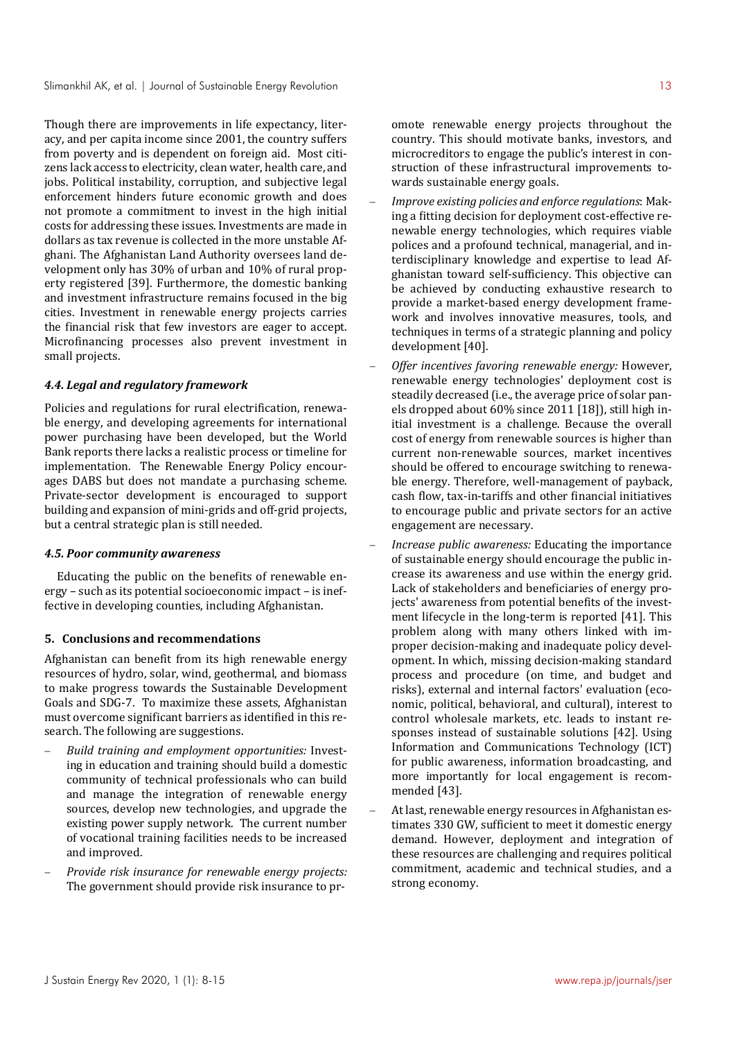Though there are improvements in life expectancy, literacy, and per capita income since 2001, the country suffers from poverty and is dependent on foreign aid. Most citizens lack access to electricity, clean water, health care, and jobs. Political instability, corruption, and subjective legal enforcement hinders future economic growth and does not promote a commitment to invest in the high initial costs for addressing these issues. Investments are made in dollars as tax revenue is collected in the more unstable Afghani. The Afghanistan Land Authority oversees land development only has 30% of urban and 10% of rural property registered [39]. Furthermore, the domestic banking and investment infrastructure remains focused in the big cities. Investment in renewable energy projects carries the financial risk that few investors are eager to accept. Microfinancing processes also prevent investment in small projects.

### *4.4. Legal and regulatory framework*

Policies and regulations for rural electrification, renewable energy, and developing agreements for international power purchasing have been developed, but the World Bank reports there lacks a realistic process or timeline for implementation. The Renewable Energy Policy encourages DABS but does not mandate a purchasing scheme. Private-sector development is encouraged to support building and expansion of mini-grids and off-grid projects, but a central strategic plan is still needed.

### *4.5. Poor community awareness*

Educating the public on the benefits of renewable energy – such as its potential socioeconomic impact – is ineffective in developing counties, including Afghanistan.

## 5. Conclusions and recommendations

Afghanistan can benefit from its high renewable energy resources of hydro, solar, wind, geothermal, and biomass to make progress towards the Sustainable Development Goals and SDG-7. To maximize these assets, Afghanistan must overcome significant barriers as identified in this research. The following are suggestions.

- *Build training and employment opportunities:* Investing in education and training should build a domestic community of technical professionals who can build and manage the integration of renewable energy sources, develop new technologies, and upgrade the existing power supply network. The current number of vocational training facilities needs to be increased and improved.
- *Provide risk insurance for renewable energy projects:* The government should provide risk insurance to promote renewable energy projects throughout the country. This should motivate banks, investors, and microcreditors to engage the public's interest in construction of these infrastructural improvements towards sustainable energy goals.
- *Improve existing policies and enforce regulations*: Making a fitting decision for deployment cost-effective renewable energy technologies, which requires viable polices and a profound technical, managerial, and interdisciplinary knowledge and expertise to lead Afghanistan toward self-sufficiency. This objective can be achieved by conducting exhaustive research to provide a market-based energy development framework and involves innovative measures, tools, and techniques in terms of a strategic planning and policy development [40].
- *Offer incentives favoring renewable energy:* However, renewable energy technologies' deployment cost is steadily decreased (i.e., the average price of solar panels dropped about 60% since 2011 [18]), still high initial investment is a challenge. Because the overall cost of energy from renewable sources is higher than current non-renewable sources, market incentives should be offered to encourage switching to renewable energy. Therefore, well-management of payback, cash flow, tax-in-tariffs and other financial initiatives to encourage public and private sectors for an active engagement are necessary.
- *Increase public awareness:* Educating the importance of sustainable energy should encourage the public increase its awareness and use within the energy grid. Lack of stakeholders and beneficiaries of energy projects' awareness from potential benefits of the investment lifecycle in the long-term is reported [41]. This problem along with many others linked with improper decision-making and inadequate policy development. In which, missing decision-making standard process and procedure (on time, and budget and risks), external and internal factors' evaluation (economic, political, behavioral, and cultural), interest to control wholesale markets, etc. leads to instant responses instead of sustainable solutions [42]. Using Information and Communications Technology (ICT) for public awareness, information broadcasting, and more importantly for local engagement is recommended [43].
- At last, renewable energy resources in Afghanistan estimates 330 GW, sufficient to meet it domestic energy demand. However, deployment and integration of these resources are challenging and requires political commitment, academic and technical studies, and a strong economy.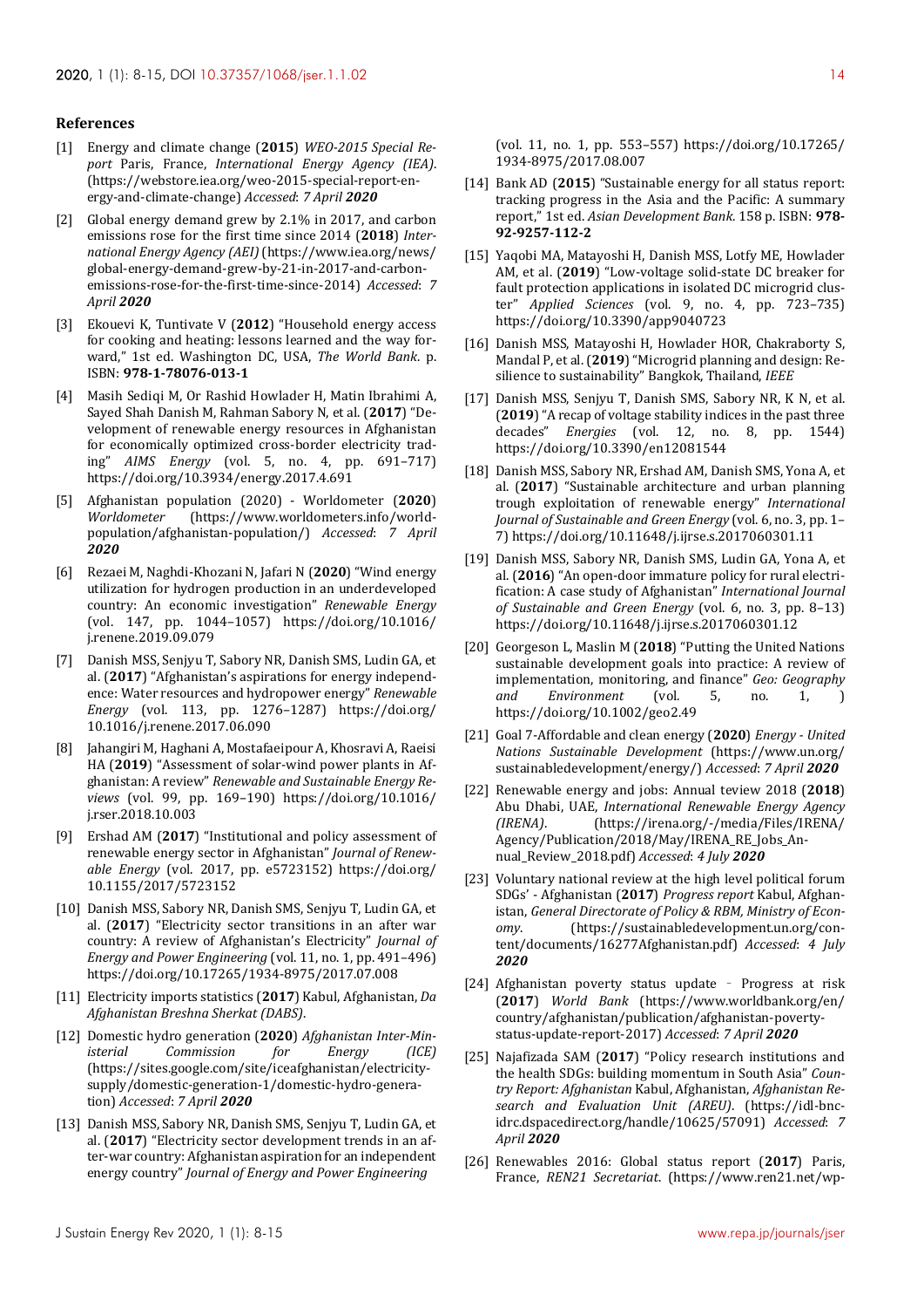## References

[1] Energy and climate change (**2015**) *WEO-2015 Special Report* Paris, France, *International Energy Agency (IEA)*. (https://webstore.iea.org/weo-2015-special-report-energy-and-climate-change) *Accessed*: *7 April **2020***

[2] Global energy demand grew by 2.1% in 2017, and carbon emissions rose for the first time since 2014 (**2018**) *International Energy Agency (AEI)* (https://www.iea.org/news/global-energy-demand-grew-by-21-in-2017-and-carbon-emissions-rose-for-the-first-time-since-2014) *Accessed*: *7 April **2020***

[3] Ekouevi K, Tuntivate V (**2012**) "Household energy access for cooking and heating: lessons learned and the way forward," 1st ed. Washington DC, USA, *The World Bank*. p. ISBN: **978-1-78076-013-1**

[4] Masih Sediqi M, Or Rashid Howlader H, Matin Ibrahimi A, Sayed Shah Danish M, Rahman Sabory N, et al. (**2017**) "Development of renewable energy resources in Afghanistan for economically optimized cross-border electricity trading" *AIMS Energy* (vol. 5, no. 4, pp. 691–717) https://doi.org/10.3934/energy.2017.4.691

[5] Afghanistan population (2020) - Worldometer (**2020**) *Worldometer* (https://www.worldometers.info/world-population/afghanistan-population/) *Accessed*: *7 April **2020***

[6] Rezaei M, Naghdi-Khozani N, Jafari N (**2020**) "Wind energy utilization for hydrogen production in an underdeveloped country: An economic investigation" *Renewable Energy* (vol. 147, pp. 1044–1057) https://doi.org/10.1016/j.renene.2019.09.079

[7] Danish MSS, Senjyu T, Sabory NR, Danish SMS, Ludin GA, et al. (**2017**) "Afghanistan's aspirations for energy independence: Water resources and hydropower energy" *Renewable Energy* (vol. 113, pp. 1276–1287) https://doi.org/10.1016/j.renene.2017.06.090

[8] Jahangiri M, Haghani A, Mostafaeipour A, Khosravi A, Raeisi HA (**2019**) "Assessment of solar-wind power plants in Afghanistan: A review" *Renewable and Sustainable Energy Reviews* (vol. 99, pp. 169–190) https://doi.org/10.1016/j.rser.2018.10.003

[9] Ershad AM (**2017**) "Institutional and policy assessment of renewable energy sector in Afghanistan" *Journal of Renewable Energy* (vol. 2017, pp. e5723152) https://doi.org/10.1155/2017/5723152

[10] Danish MSS, Sabory NR, Danish SMS, Senjyu T, Ludin GA, et al. (**2017**) "Electricity sector transitions in an after war country: A review of Afghanistan's Electricity" *Journal of Energy and Power Engineering* (vol. 11, no. 1, pp. 491–496) https://doi.org/10.17265/1934-8975/2017.07.008

[11] Electricity imports statistics (**2017** Kabul, Afghanistan, *Da Afghanistan Breshna Sherkat (DABS)*.

[12] Domestic hydro generation (**2020**) *Afghanistan Inter-Ministerial Commission for Energy (ICE)* (https://sites.google.com/site/iceafghanistan/electricity-supply/domestic-generation-1/domestic-hydro-generation) *Accessed*: *7 April **2020***

[13] Danish MSS, Sabory NR, Danish SMS, Senjyu T, Ludin GA, et al. (**2017**) "Electricity sector development trends in an after-war country: Afghanistan aspiration for an independent energy country" *Journal of Energy and Power Engineering* (vol. 11, no. 1, pp. 553–557) https://doi.org/10.17265/1934-8975/2017.08.007

[14] Bank AD (**2015**) "Sustainable energy for all status report: tracking progress in the Asia and the Pacific: A summary report," 1st ed. *Asian Development Bank*. 158 p. ISBN: **978-92-9257-112-2**

[15] Yaqobi MA, Matayoshi H, Danish MSS, Lotfy ME, Howlader AM, et al. (**2019**) "Low-voltage solid-state DC breaker for fault protection applications in isolated DC microgrid cluster" *Applied Sciences* (vol. 9, no. 4, pp. 723–735) https://doi.org/10.3390/app9040723

[16] Danish MSS, Matayoshi H, Howlader HOR, Chakraborty S, Mandal P, et al. (**2019**) "Microgrid planning and design: Resilience to sustainability" Bangkok, Thailand, *IEEE*

[17] Danish MSS, Senjyu T, Danish SMS, Sabory NR, K N, et al. (**2019**) "A recap of voltage stability indices in the past three decades" *Energies* (vol. 12, no. 8, pp. 1544) https://doi.org/10.3390/en12081544

[18] Danish MSS, Sabory NR, Ershad AM, Danish SMS, Yona A, et al. (**2017**) "Sustainable architecture and urban planning trough exploitation of renewable energy" *International Journal of Sustainable and Green Energy* (vol. 6, no. 3, pp. 1–7) https://doi.org/10.11648/j.ijrse.s.2017060301.11

[19] Danish MSS, Sabory NR, Danish SMS, Ludin GA, Yona A, et al. (**2016**) "An open-door immature policy for rural electrification: A case study of Afghanistan" *International Journal of Sustainable and Green Energy* (vol. 6, no. 3, pp. 8–13) https://doi.org/10.11648/j.ijrse.s.2017060301.12

[20] Georgeson L, Maslin M (**2018**) "Putting the United Nations sustainable development goals into practice: A review of implementation, monitoring, and finance" *Geo: Geography and Environment* (vol. 5, no. 1, ) https://doi.org/10.1002/geo2.49

[21] Goal 7-Affordable and clean energy (**2020**) *Energy - United Nations Sustainable Development* (https://www.un.org/sustainabledevelopment/energy/) *Accessed*: *7 April **2020***

[22] Renewable energy and jobs: Annual teview 2018 (**2018**) Abu Dhabi, UAE, *International Renewable Energy Agency (IRENA)*. (https://irena.org/-/media/Files/IRENA/Agency/Publication/2018/May/IRENA_RE_Jobs_Annual_Review_2018.pdf) *Accessed*: *4 July **2020***

[23] Voluntary national review at the high level political forum SDGs' - Afghanistan (**2017**) *Progress report* Kabul, Afghanistan, *General Directorate of Policy & RBM, Ministry of Economy*. (https://sustainabledevelopment.un.org/content/documents/16277Afghanistan.pdf) *Accessed*: *4 July **2020***

[24] Afghanistan poverty status update – Progress at risk (**2017**) *World Bank* (https://www.worldbank.org/en/country/afghanistan/publication/afghanistan-poverty-status-update-report-2017) *Accessed*: *7 April **2020***

[25] Najafizada SAM (**2017**) "Policy research institutions and the health SDGs: building momentum in South Asia" *Country Report: Afghanistan* Kabul, Afghanistan, *Afghanistan Research and Evaluation Unit (AREU)*. (https://idl-bnc-idrc.dspacedirect.org/handle/10625/57091) *Accessed*: *7 April **2020***

[26] Renewables 2016: Global status report (**2017**) Paris, France, *REN21 Secretariat*. (https://www.ren21.net/wp-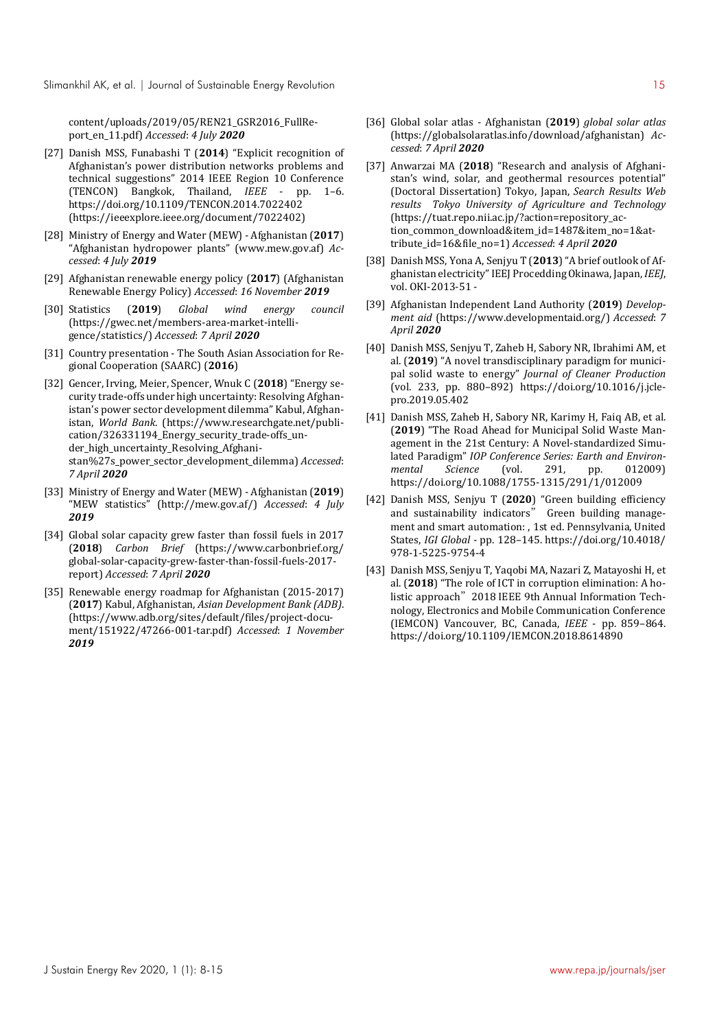content/uploads/2019/05/REN21_GSR2016_FullReport_en_11.pdf) *Accessed*: *4 July* ***2020***

[27] Danish MSS, Funabashi T (**2014**) "Explicit recognition of Afghanistan's power distribution networks problems and technical suggestions" 2014 IEEE Region 10 Conference (TENCON) Bangkok, Thailand, *IEEE* - pp. 1–6. https://doi.org/10.1109/TENCON.2014.7022402 (https://ieeexplore.ieee.org/document/7022402)

[28] Ministry of Energy and Water (MEW) - Afghanistan (**2017**) "Afghanistan hydropower plants" (www.mew.gov.af) *Accessed*: *4 July* ***2019***

[29] Afghanistan renewable energy policy (**2017**) (Afghanistan Renewable Energy Policy) *Accessed*: *16 November* ***2019***

[30] Statistics (**2019**) *Global wind energy council* (https://gwec.net/members-area-market-intelligence/statistics/) *Accessed*: *7 April* ***2020***

[31] Country presentation - The South Asian Association for Regional Cooperation (SAARC) (**2016**)

[32] Gencer, Irving, Meier, Spencer, Wnuk C (**2018**) "Energy security trade-offs under high uncertainty: Resolving Afghanistan's power sector development dilemma" Kabul, Afghanistan, *World Bank*. (https://www.researchgate.net/publication/326331194_Energy_security_trade-offs_under_high_uncertainty_Resolving_Afghanistan%27s_power_sector_development_dilemma) *Accessed*: *7 April* ***2020***

[33] Ministry of Energy and Water (MEW) - Afghanistan (**2019**) "MEW statistics" (http://mew.gov.af/) *Accessed*: *4 July* ***2019***

[34] Global solar capacity grew faster than fossil fuels in 2017 (**2018**) *Carbon Brief* (https://www.carbonbrief.org/global-solar-capacity-grew-faster-than-fossil-fuels-2017-report) *Accessed*: *7 April* ***2020***

[35] Renewable energy roadmap for Afghanistan (2015-2017) (**2017**) Kabul, Afghanistan, *Asian Development Bank (ADB)*. (https://www.adb.org/sites/default/files/project-document/151922/47266-001-tar.pdf) *Accessed*: *1 November* ***2019***

[36] Global solar atlas - Afghanistan (**2019**) *global solar atlas* (https://globalsolaratlas.info/download/afghanistan) *Accessed*: *7 April* ***2020***

[37] Anwarzai MA (**2018**) "Research and analysis of Afghanistan's wind, solar, and geothermal resources potential" (Doctoral Dissertation) Tokyo, Japan, *Search Results Web results Tokyo University of Agriculture and Technology* (https://tuat.repo.nii.ac.jp/?action=repository_action_common_download&item_id=1487&item_no=1&attribute_id=16&file_no=1) *Accessed*: *4 April* ***2020***

[38] Danish MSS, Yona A, Senjyu T (**2013**) "A brief outlook of Afghanistan electricity" IEEJ Procedding Okinawa, Japan, *IEEJ*, vol. OKI-2013-51 -

[39] Afghanistan Independent Land Authority (**2019**) *Development aid* (https://www.developmentaid.org/) *Accessed*: *7 April* ***2020***

[40] Danish MSS, Senjyu T, Zaheb H, Sabory NR, Ibrahimi AM, et al. (**2019**) "A novel transdisciplinary paradigm for municipal solid waste to energy" *Journal of Cleaner Production* (vol. 233, pp. 880–892) https://doi.org/10.1016/j.jclepro.2019.05.402

[41] Danish MSS, Zaheb H, Sabory NR, Karimy H, Faiq AB, et al. (**2019**) "The Road Ahead for Municipal Solid Waste Management in the 21st Century: A Novel-standardized Simulated Paradigm" *IOP Conference Series: Earth and Environmental Science* (vol. 291, pp. 012009) https://doi.org/10.1088/1755-1315/291/1/012009

[42] Danish MSS, Senjyu T (**2020**) "Green building efficiency and sustainability indicators" Green building management and smart automation: , 1st ed. Pennsylvania, United States, *IGI Global* - pp. 128–145. https://doi.org/10.4018/978-1-5225-9754-4

[43] Danish MSS, Senjyu T, Yaqobi MA, Nazari Z, Matayoshi H, et al. (**2018**) "The role of ICT in corruption elimination: A holistic approach" 2018 IEEE 9th Annual Information Technology, Electronics and Mobile Communication Conference (IEMCON) Vancouver, BC, Canada, *IEEE* - pp. 859–864. https://doi.org/10.1109/IEMCON.2018.8614890